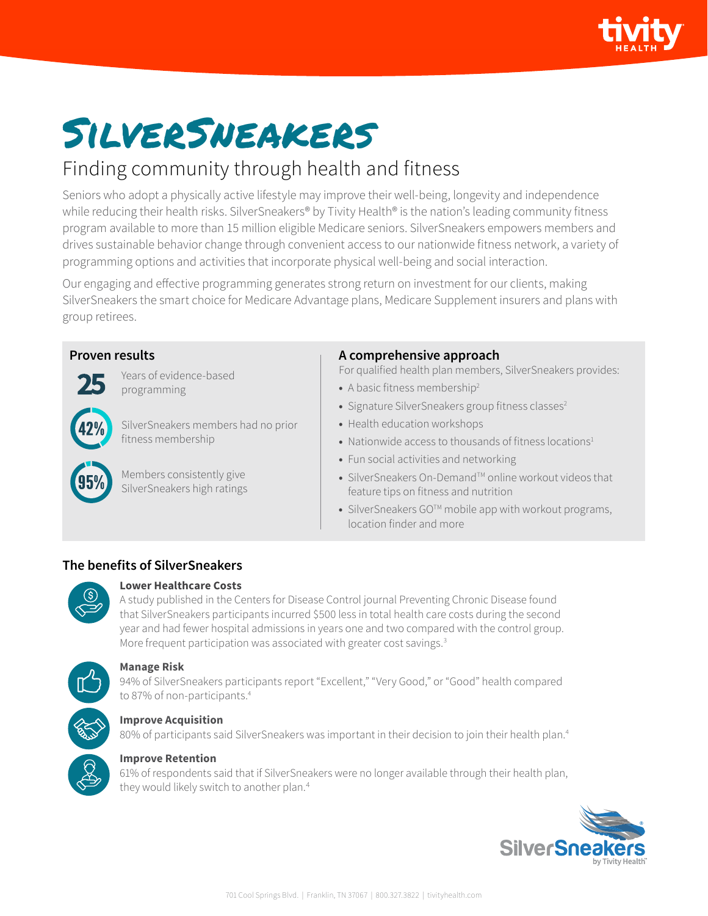# SilverSneakers

## Finding community through health and fitness

Seniors who adopt a physically active lifestyle may improve their well-being, longevity and independence while reducing their health risks. SilverSneakers® by Tivity Health® is the nation's leading community fitness program available to more than 15 million eligible Medicare seniors. SilverSneakers empowers members and drives sustainable behavior change through convenient access to our nationwide fitness network, a variety of programming options and activities that incorporate physical well-being and social interaction.

Our engaging and effective programming generates strong return on investment for our clients, making SilverSneakers the smart choice for Medicare Advantage plans, Medicare Supplement insurers and plans with group retirees.

### Proven results

**25** Years of evidence-based programming

**42%** SilverSneakers members had no prior fitness membership

**95%** Members consistently give SilverSneakers high ratings

### A comprehensive approach

For qualified health plan members, SilverSneakers provides:

- A basic fitness membership[2]
- Signature SilverSneakers group fitness classes[2]
- Health education workshops
- Nationwide access to thousands of fitness locations[1]
- Fun social activities and networking
- SilverSneakers On-Demand™ online workout videos that feature tips on fitness and nutrition
- SilverSneakers GO™ mobile app with workout programs, location finder and more

### The benefits of SilverSneakers

**Lower Healthcare Costs**
A study published in the Centers for Disease Control journal Preventing Chronic Disease found that SilverSneakers participants incurred $500 less in total health care costs during the second year and had fewer hospital admissions in years one and two compared with the control group. More frequent participation was associated with greater cost savings.[3]

**Manage Risk**
94% of SilverSneakers participants report "Excellent," "Very Good," or "Good" health compared to 87% of non-participants.[4]

**Improve Acquisition**
80% of participants said SilverSneakers was important in their decision to join their health plan.[4]

**Improve Retention**
61% of respondents said that if SilverSneakers were no longer available through their health plan, they would likely switch to another plan.[4]

701 Cool Springs Blvd. | Franklin, TN 37067 | 800.327.3822 | tivityhealth.com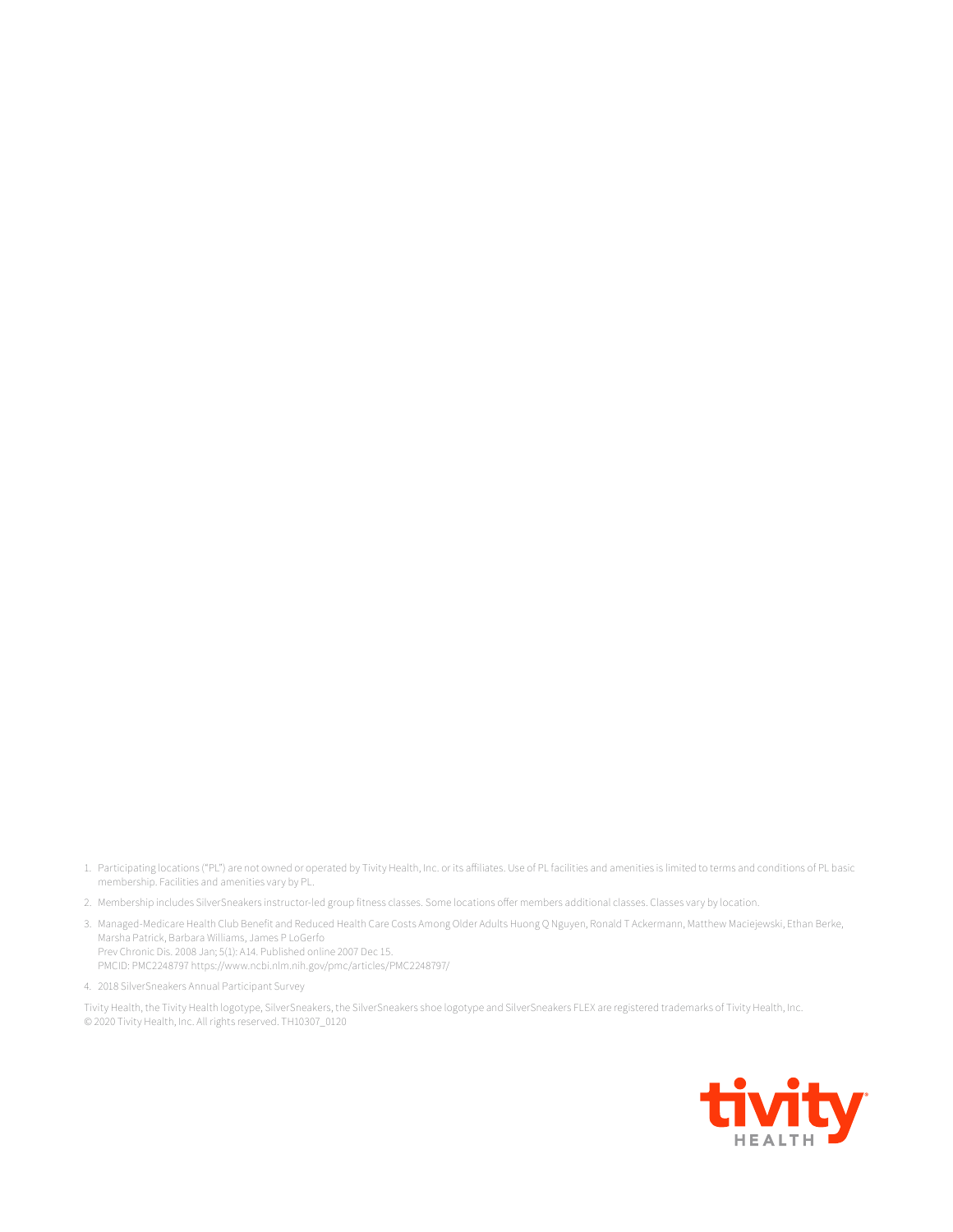1. Participating locations ("PL") are not owned or operated by Tivity Health, Inc. or its affiliates. Use of PL facilities and amenities is limited to terms and conditions of PL basic membership. Facilities and amenities vary by PL.
2. Membership includes SilverSneakers instructor-led group fitness classes. Some locations offer members additional classes. Classes vary by location.
3. Managed-Medicare Health Club Benefit and Reduced Health Care Costs Among Older Adults Huong Q Nguyen, Ronald T Ackermann, Matthew Maciejewski, Ethan Berke, Marsha Patrick, Barbara Williams, James P LoGerfo
   Prev Chronic Dis. 2008 Jan; 5(1): A14. Published online 2007 Dec 15.
   PMCID: PMC2248797 https://www.ncbi.nlm.nih.gov/pmc/articles/PMC2248797/
4. 2018 SilverSneakers Annual Participant Survey

Tivity Health, the Tivity Health logotype, SilverSneakers, the SilverSneakers shoe logotype and SilverSneakers FLEX are registered trademarks of Tivity Health, Inc.
© 2020 Tivity Health, Inc. All rights reserved. TH10307_0120

tivity HEALTH